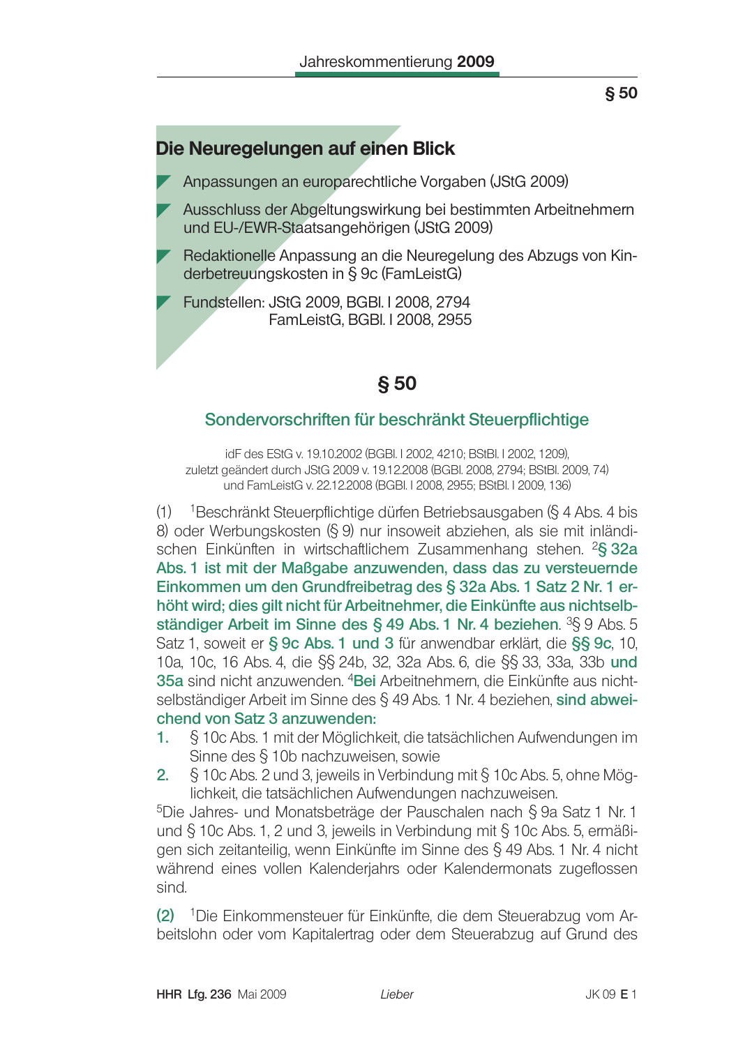## Die Neuregelungen auf einen Blick

- Anpassungen an europarechtliche Vorgaben (JStG 2009)
- Ausschluss der Abgeltungswirkung bei bestimmten Arbeitnehmern und EU-/EWR-Staatsangehörigen (JStG 2009)
- Redaktionelle Anpassung an die Neuregelung des Abzugs von Kinderbetreuungskosten in § 9c (FamLeistG)
- Fundstellen: JStG 2009, BGBl. I 2008, 2794
  FamLeistG, BGBl. I 2008, 2955

# § 50

## Sondervorschriften für beschränkt Steuerpflichtige

idF des EStG v. 19.10.2002 (BGBl. I 2002, 4210; BStBl. I 2002, 1209),
zuletzt geändert durch JStG 2009 v. 19.12.2008 (BGBl. 2008, 2794; BStBl. 2009, 74)
und FamLeistG v. 22.12.2008 (BGBl. I 2008, 2955; BStBl. I 2009, 136)

(1) [1]Beschränkt Steuerpflichtige dürfen Betriebsausgaben (§ 4 Abs. 4 bis 8) oder Werbungskosten (§ 9) nur insoweit abziehen, als sie mit inländischen Einkünften in wirtschaftlichem Zusammenhang stehen. [2]**§ 32a Abs. 1 ist mit der Maßgabe anzuwenden, dass das zu versteuernde Einkommen um den Grundfreibetrag des § 32a Abs. 1 Satz 2 Nr. 1 erhöht wird; dies gilt nicht für Arbeitnehmer, die Einkünfte aus nichtselbständiger Arbeit im Sinne des § 49 Abs. 1 Nr. 4 beziehen.** [3]§ 9 Abs. 5 Satz 1, soweit er **§ 9c Abs. 1 und 3** für anwendbar erklärt, die **§§ 9c**, 10, 10a, 10c, 16 Abs. 4, die §§ 24b, 32, 32a Abs. 6, die §§ 33, 33a, 33b **und 35a** sind nicht anzuwenden. [4]**Bei** Arbeitnehmern, die Einkünfte aus nichtselbständiger Arbeit im Sinne des § 49 Abs. 1 Nr. 4 beziehen, **sind abweichend von Satz 3 anzuwenden:**

1. § 10c Abs. 1 mit der Möglichkeit, die tatsächlichen Aufwendungen im Sinne des § 10b nachzuweisen, sowie
2. § 10c Abs. 2 und 3, jeweils in Verbindung mit § 10c Abs. 5, ohne Möglichkeit, die tatsächlichen Aufwendungen nachzuweisen.

[5]Die Jahres- und Monatsbeträge der Pauschalen nach § 9a Satz 1 Nr. 1 und § 10c Abs. 1, 2 und 3, jeweils in Verbindung mit § 10c Abs. 5, ermäßigen sich zeitanteilig, wenn Einkünfte im Sinne des § 49 Abs. 1 Nr. 4 nicht während eines vollen Kalenderjahrs oder Kalendermonats zugeflossen sind.

**(2)** [1]Die Einkommensteuer für Einkünfte, die dem Steuerabzug vom Arbeitslohn oder vom Kapitalertrag oder dem Steuerabzug auf Grund des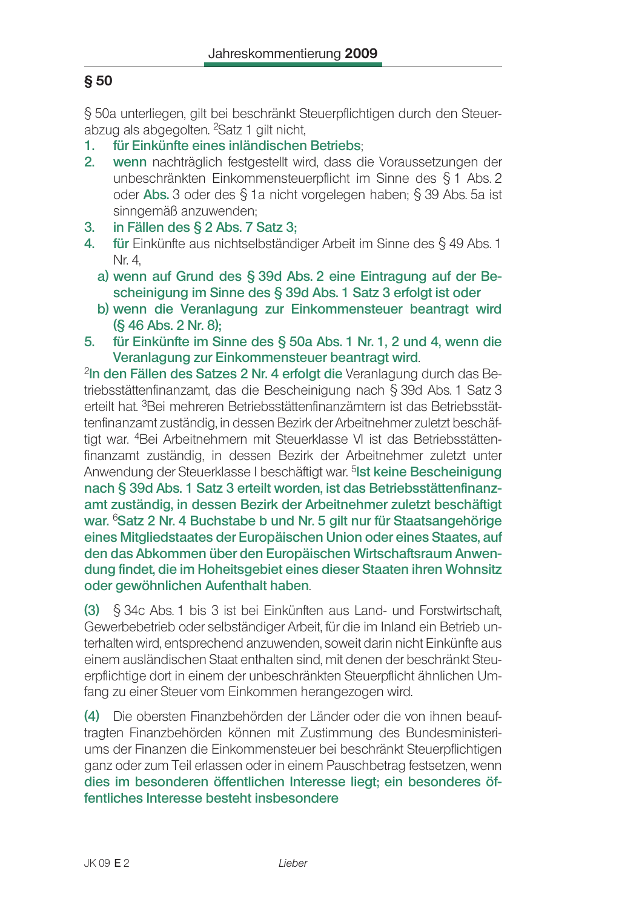## § 50

§ 50a unterliegen, gilt bei beschränkt Steuerpflichtigen durch den Steuerabzug als abgegolten. [2]Satz 1 gilt nicht,

1. **für Einkünfte eines inländischen Betriebs**;
2. **wenn** nachträglich festgestellt wird, dass die Voraussetzungen der unbeschränkten Einkommensteuerpflicht im Sinne des § 1 Abs. 2 oder **Abs.** 3 oder des § 1a nicht vorgelegen haben; § 39 Abs. 5a ist sinngemäß anzuwenden;
3. **in Fällen des § 2 Abs. 7 Satz 3;**
4. **für** Einkünfte aus nichtselbständiger Arbeit im Sinne des § 49 Abs. 1 Nr. 4,
   a) **wenn auf Grund des § 39d Abs. 2 eine Eintragung auf der Bescheinigung im Sinne des § 39d Abs. 1 Satz 3 erfolgt ist oder**
   b) **wenn die Veranlagung zur Einkommensteuer beantragt wird (§ 46 Abs. 2 Nr. 8);**
5. **für Einkünfte im Sinne des § 50a Abs. 1 Nr. 1, 2 und 4, wenn die Veranlagung zur Einkommensteuer beantragt wird**.

[2]**In den Fällen des Satzes 2 Nr. 4 erfolgt die** Veranlagung durch das Betriebsstättenfinanzamt, das die Bescheinigung nach § 39d Abs. 1 Satz 3 erteilt hat. [3]Bei mehreren Betriebsstättenfinanzämtern ist das Betriebsstättenfinanzamt zuständig, in dessen Bezirk der Arbeitnehmer zuletzt beschäftigt war. [4]Bei Arbeitnehmern mit Steuerklasse VI ist das Betriebsstättenfinanzamt zuständig, in dessen Bezirk der Arbeitnehmer zuletzt unter Anwendung der Steuerklasse I beschäftigt war. [5]**Ist keine Bescheinigung nach § 39d Abs. 1 Satz 3 erteilt worden, ist das Betriebsstättenfinanzamt zuständig, in dessen Bezirk der Arbeitnehmer zuletzt beschäftigt war.** [6]**Satz 2 Nr. 4 Buchstabe b und Nr. 5 gilt nur für Staatsangehörige eines Mitgliedstaates der Europäischen Union oder eines Staates, auf den das Abkommen über den Europäischen Wirtschaftsraum Anwendung findet, die im Hoheitsgebiet eines dieser Staaten ihren Wohnsitz oder gewöhnlichen Aufenthalt haben**.

**(3)** § 34c Abs. 1 bis 3 ist bei Einkünften aus Land- und Forstwirtschaft, Gewerbebetrieb oder selbständiger Arbeit, für die im Inland ein Betrieb unterhalten wird, entsprechend anzuwenden, soweit darin nicht Einkünfte aus einem ausländischen Staat enthalten sind, mit denen der beschränkt Steuerpflichtige dort in einem der unbeschränkten Steuerpflicht ähnlichen Umfang zu einer Steuer vom Einkommen herangezogen wird.

**(4)** Die obersten Finanzbehörden der Länder oder die von ihnen beauftragten Finanzbehörden können mit Zustimmung des Bundesministeriums der Finanzen die Einkommensteuer bei beschränkt Steuerpflichtigen ganz oder zum Teil erlassen oder in einem Pauschbetrag festsetzen, wenn **dies im besonderen öffentlichen Interesse liegt; ein besonderes öffentliches Interesse besteht insbesondere**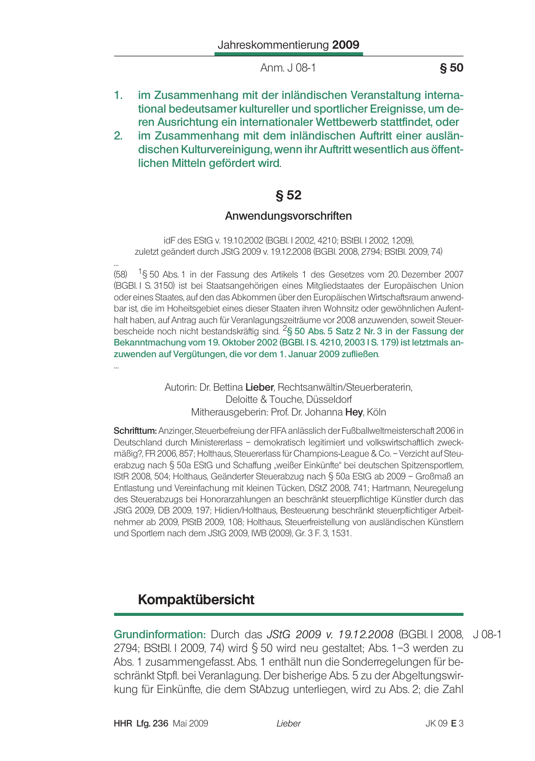1. **im Zusammenhang mit der inländischen Veranstaltung international bedeutsamer kultureller und sportlicher Ereignisse, um deren Ausrichtung ein internationaler Wettbewerb stattfindet, oder**
2. **im Zusammenhang mit dem inländischen Auftritt einer ausländischen Kulturvereinigung, wenn ihr Auftritt wesentlich aus öffentlichen Mitteln gefördert wird**.

## § 52

### Anwendungsvorschriften

idF des EStG v. 19.10.2002 (BGBl. I 2002, 4210; BStBl. I 2002, 1209), zuletzt geändert durch JStG 2009 v. 19.12.2008 (BGBl. 2008, 2794; BStBl. 2009, 74)

...

(58) [1]§ 50 Abs. 1 in der Fassung des Artikels 1 des Gesetzes vom 20. Dezember 2007 (BGBl. I S. 3150) ist bei Staatsangehörigen eines Mitgliedstaates der Europäischen Union oder eines Staates, auf den das Abkommen über den Europäischen Wirtschaftsraum anwendbar ist, die im Hoheitsgebiet eines dieser Staaten ihren Wohnsitz oder gewöhnlichen Aufenthalt haben, auf Antrag auch für Veranlagungszeiträume vor 2008 anzuwenden, soweit Steuerbescheide noch nicht bestandskräftig sind. [2]**§ 50 Abs. 5 Satz 2 Nr. 3 in der Fassung der Bekanntmachung vom 19. Oktober 2002 (BGBl. I S. 4210, 2003 I S. 179) ist letztmals anzuwenden auf Vergütungen, die vor dem 1. Januar 2009 zufließen**.

...

Autorin: Dr. Bettina **Lieber**, Rechtsanwältin/Steuerberaterin, Deloitte & Touche, Düsseldorf
Mitherausgeberin: Prof. Dr. Johanna **Hey**, Köln

**Schrifttum:** Anzinger, Steuerbefreiung der FIFA anlässlich der Fußballweltmeisterschaft 2006 in Deutschland durch Ministererlass – demokratisch legitimiert und volkswirtschaftlich zweckmäßig?, FR 2006, 857; Holthaus, Steuererlass für Champions-League & Co. – Verzicht auf Steuerabzug nach § 50a EStG und Schaffung „weißer Einkünfte" bei deutschen Spitzensportlern, IStR 2008, 504; Holthaus, Geänderter Steuerabzug nach § 50a EStG ab 2009 – Großmaß an Entlastung und Vereinfachung mit kleinen Tücken, DStZ 2008, 741; Hartmann, Neuregelung des Steuerabzugs bei Honorarzahlungen an beschränkt steuerpflichtige Künstler durch das JStG 2009, DB 2009, 197; Hidien/Holthaus, Besteuerung beschränkt steuerpflichtiger Arbeitnehmer ab 2009, PIStB 2009, 108; Holthaus, Steuerfreistellung von ausländischen Künstlern und Sportlern nach dem JStG 2009, IWB (2009), Gr. 3 F. 3, 1531.

## Kompaktübersicht

J 08-1

**Grundinformation:** Durch das *JStG 2009 v. 19.12.2008* (BGBl. I 2008, 2794; BStBl. I 2009, 74) wird § 50 wird neu gestaltet; Abs. 1–3 werden zu Abs. 1 zusammengefasst. Abs. 1 enthält nun die Sonderregelungen für beschränkt Stpfl. bei Veranlagung. Der bisherige Abs. 5 zu der Abgeltungswirkung für Einkünfte, die dem StAbzug unterliegen, wird zu Abs. 2; die Zahl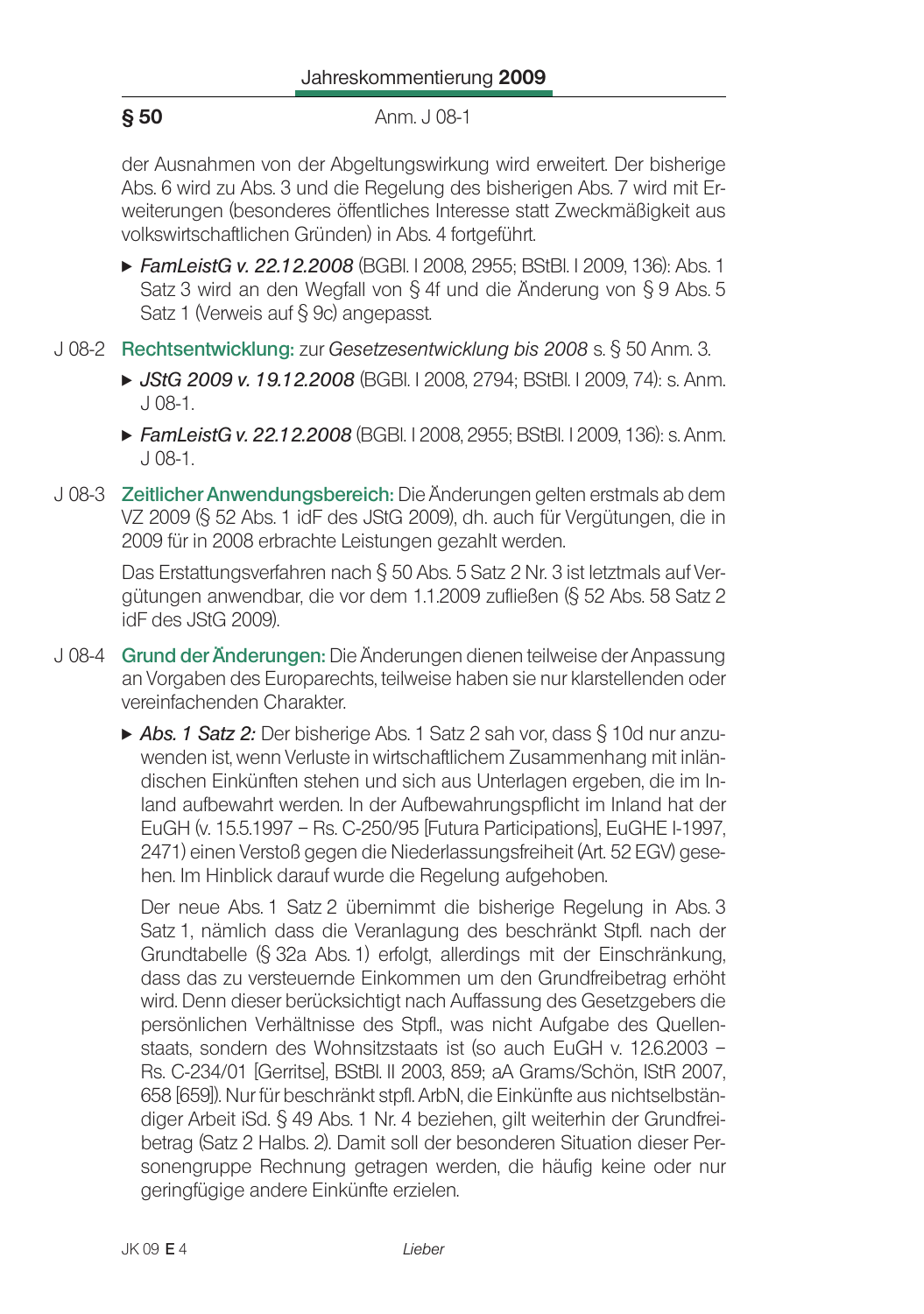der Ausnahmen von der Abgeltungswirkung wird erweitert. Der bisherige Abs. 6 wird zu Abs. 3 und die Regelung des bisherigen Abs. 7 wird mit Erweiterungen (besonderes öffentliches Interesse statt Zweckmäßigkeit aus volkswirtschaftlichen Gründen) in Abs. 4 fortgeführt.

- *FamLeistG v. 22.12.2008* (BGBl. I 2008, 2955; BStBl. I 2009, 136): Abs. 1 Satz 3 wird an den Wegfall von § 4f und die Änderung von § 9 Abs. 5 Satz 1 (Verweis auf § 9c) angepasst.

J 08-2 **Rechtsentwicklung:** zur *Gesetzesentwicklung bis 2008* s. § 50 Anm. 3.

- *JStG 2009 v. 19.12.2008* (BGBl. I 2008, 2794; BStBl. I 2009, 74): s. Anm. J 08-1.
- *FamLeistG v. 22.12.2008* (BGBl. I 2008, 2955; BStBl. I 2009, 136): s. Anm. J 08-1.

J 08-3 **Zeitlicher Anwendungsbereich:** Die Änderungen gelten erstmals ab dem VZ 2009 (§ 52 Abs. 1 idF des JStG 2009), dh. auch für Vergütungen, die in 2009 für in 2008 erbrachte Leistungen gezahlt werden.

Das Erstattungsverfahren nach § 50 Abs. 5 Satz 2 Nr. 3 ist letztmals auf Vergütungen anwendbar, die vor dem 1.1.2009 zufließen (§ 52 Abs. 58 Satz 2 idF des JStG 2009).

J 08-4 **Grund der Änderungen:** Die Änderungen dienen teilweise der Anpassung an Vorgaben des Europarechts, teilweise haben sie nur klarstellenden oder vereinfachenden Charakter.

- *Abs. 1 Satz 2:* Der bisherige Abs. 1 Satz 2 sah vor, dass § 10d nur anzuwenden ist, wenn Verluste in wirtschaftlichem Zusammenhang mit inländischen Einkünften stehen und sich aus Unterlagen ergeben, die im Inland aufbewahrt werden. In der Aufbewahrungspflicht im Inland hat der EuGH (v. 15.5.1997 – Rs. C-250/95 [Futura Participations], EuGHE I-1997, 2471) einen Verstoß gegen die Niederlassungsfreiheit (Art. 52 EGV) gesehen. Im Hinblick darauf wurde die Regelung aufgehoben.

  Der neue Abs. 1 Satz 2 übernimmt die bisherige Regelung in Abs. 3 Satz 1, nämlich dass die Veranlagung des beschränkt Stpfl. nach der Grundtabelle (§ 32a Abs. 1) erfolgt, allerdings mit der Einschränkung, dass das zu versteuernde Einkommen um den Grundfreibetrag erhöht wird. Denn dieser berücksichtigt nach Auffassung des Gesetzgebers die persönlichen Verhältnisse des Stpfl., was nicht Aufgabe des Quellenstaats, sondern des Wohnsitzstaats ist (so auch EuGH v. 12.6.2003 – Rs. C-234/01 [Gerritse], BStBl. II 2003, 859; aA Grams/Schön, IStR 2007, 658 [659]). Nur für beschränkt stpfl. ArbN, die Einkünfte aus nichtselbständiger Arbeit iSd. § 49 Abs. 1 Nr. 4 beziehen, gilt weiterhin der Grundfreibetrag (Satz 2 Halbs. 2). Damit soll der besonderen Situation dieser Personengruppe Rechnung getragen werden, die häufig keine oder nur geringfügige andere Einkünfte erzielen.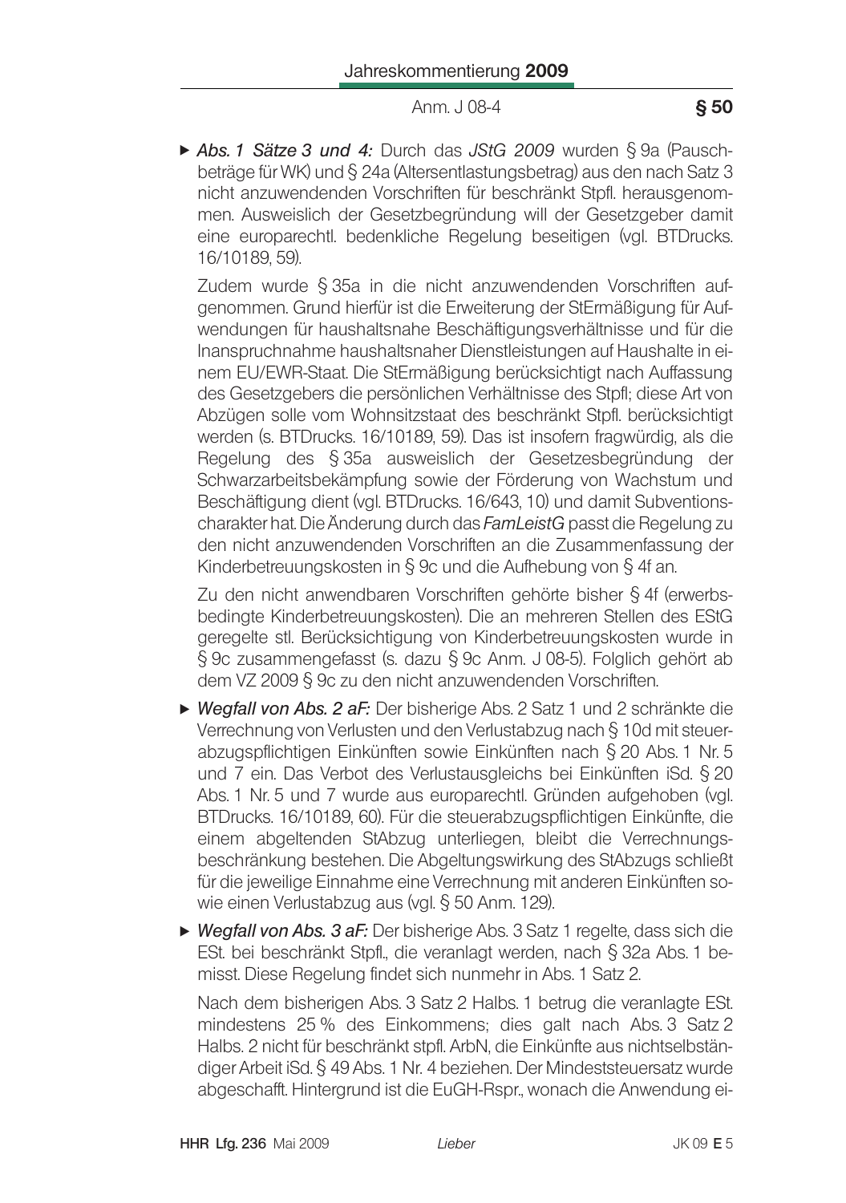- ▶ ***Abs. 1 Sätze 3 und 4:*** Durch das *JStG 2009* wurden § 9a (Pauschbeträge für WK) und § 24a (Altersentlastungsbetrag) aus den nach Satz 3 nicht anzuwendenden Vorschriften für beschränkt Stpfl. herausgenommen. Ausweislich der Gesetzbegründung will der Gesetzgeber damit eine europarechtl. bedenkliche Regelung beseitigen (vgl. BTDrucks. 16/10189, 59).

  Zudem wurde § 35a in die nicht anzuwendenden Vorschriften aufgenommen. Grund hierfür ist die Erweiterung der StErmäßigung für Aufwendungen für haushaltsnahe Beschäftigungsverhältnisse und für die Inanspruchnahme haushaltsnaher Dienstleistungen auf Haushalte in einem EU/EWR-Staat. Die StErmäßigung berücksichtigt nach Auffassung des Gesetzgebers die persönlichen Verhältnisse des Stpfl; diese Art von Abzügen solle vom Wohnsitzstaat des beschränkt Stpfl. berücksichtigt werden (s. BTDrucks. 16/10189, 59). Das ist insofern fragwürdig, als die Regelung des § 35a ausweislich der Gesetzesbegründung der Schwarzarbeitsbekämpfung sowie der Förderung von Wachstum und Beschäftigung dient (vgl. BTDrucks. 16/643, 10) und damit Subventionscharakter hat. Die Änderung durch das *FamLeistG* passt die Regelung zu den nicht anzuwendenden Vorschriften an die Zusammenfassung der Kinderbetreuungskosten in § 9c und die Aufhebung von § 4f an.

  Zu den nicht anwendbaren Vorschriften gehörte bisher § 4f (erwerbsbedingte Kinderbetreuungskosten). Die an mehreren Stellen des EStG geregelte stl. Berücksichtigung von Kinderbetreuungskosten wurde in § 9c zusammengefasst (s. dazu § 9c Anm. J 08-5). Folglich gehört ab dem VZ 2009 § 9c zu den nicht anzuwendenden Vorschriften.

- ▶ ***Wegfall von Abs. 2 aF:*** Der bisherige Abs. 2 Satz 1 und 2 schränkte die Verrechnung von Verlusten und den Verlustabzug nach § 10d mit steuerabzugspflichtigen Einkünften sowie Einkünften nach § 20 Abs. 1 Nr. 5 und 7 ein. Das Verbot des Verlustausgleichs bei Einkünften iSd. § 20 Abs. 1 Nr. 5 und 7 wurde aus europarechtl. Gründen aufgehoben (vgl. BTDrucks. 16/10189, 60). Für die steuerabzugspflichtigen Einkünfte, die einem abgeltenden StAbzug unterliegen, bleibt die Verrechnungsbeschränkung bestehen. Die Abgeltungswirkung des StAbzugs schließt für die jeweilige Einnahme eine Verrechnung mit anderen Einkünften sowie einen Verlustabzug aus (vgl. § 50 Anm. 129).

- ▶ ***Wegfall von Abs. 3 aF:*** Der bisherige Abs. 3 Satz 1 regelte, dass sich die ESt. bei beschränkt Stpfl., die veranlagt werden, nach § 32a Abs. 1 bemisst. Diese Regelung findet sich nunmehr in Abs. 1 Satz 2.

  Nach dem bisherigen Abs. 3 Satz 2 Halbs. 1 betrug die veranlagte ESt. mindestens 25 % des Einkommens; dies galt nach Abs. 3 Satz 2 Halbs. 2 nicht für beschränkt stpfl. ArbN, die Einkünfte aus nichtselbständiger Arbeit iSd. § 49 Abs. 1 Nr. 4 beziehen. Der Mindeststeuersatz wurde abgeschafft. Hintergrund ist die EuGH-Rspr., wonach die Anwendung ei-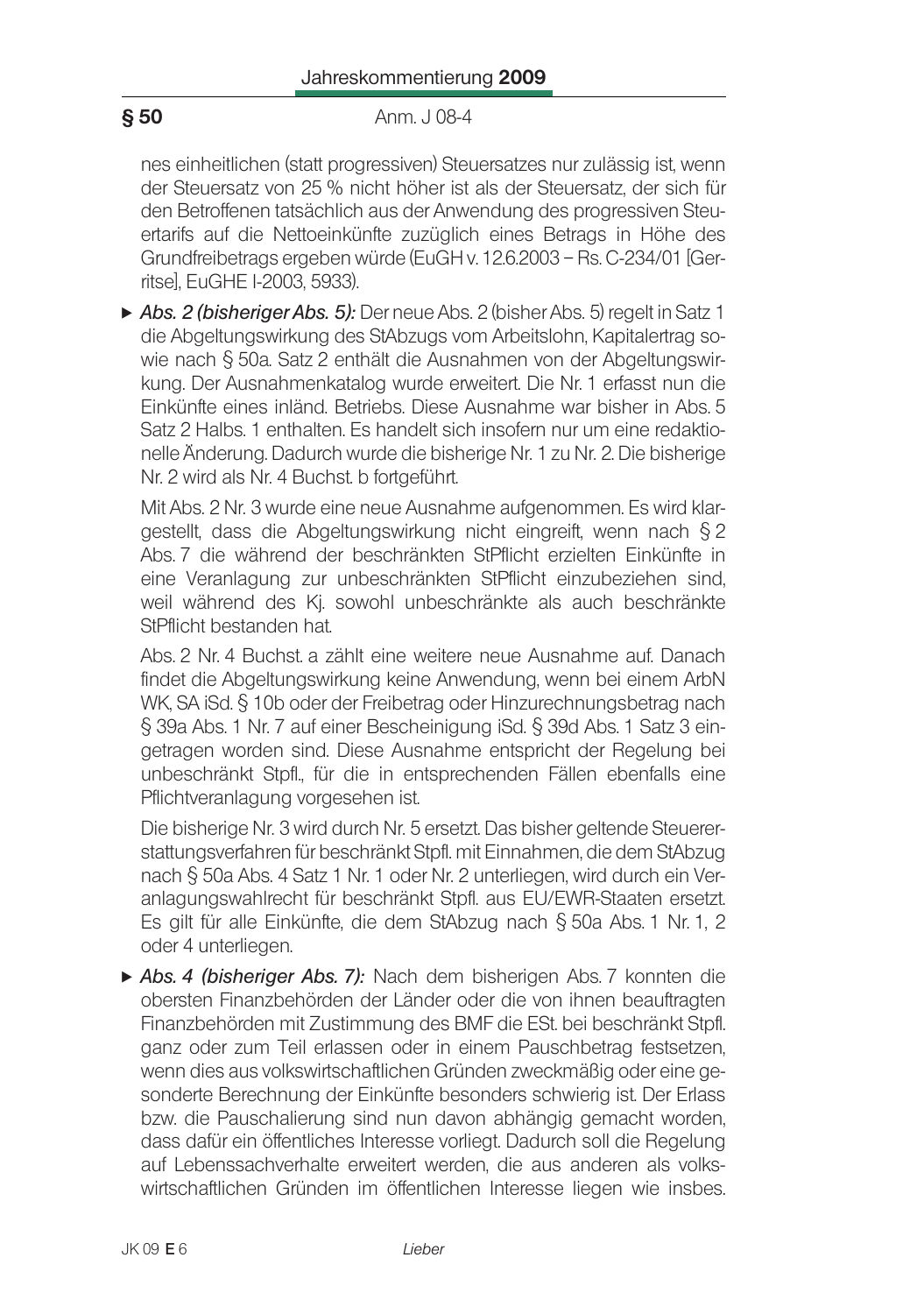nes einheitlichen (statt progressiven) Steuersatzes nur zulässig ist, wenn der Steuersatz von 25 % nicht höher ist als der Steuersatz, der sich für den Betroffenen tatsächlich aus der Anwendung des progressiven Steuertarifs auf die Nettoeinkünfte zuzüglich eines Betrags in Höhe des Grundfreibetrags ergeben würde (EuGH v. 12.6.2003 – Rs. C-234/01 [Gerritse], EuGHE I-2003, 5933).

- *Abs. 2 (bisheriger Abs. 5):* Der neue Abs. 2 (bisher Abs. 5) regelt in Satz 1 die Abgeltungswirkung des StAbzugs vom Arbeitslohn, Kapitalertrag sowie nach § 50a. Satz 2 enthält die Ausnahmen von der Abgeltungswirkung. Der Ausnahmenkatalog wurde erweitert. Die Nr. 1 erfasst nun die Einkünfte eines inländ. Betriebs. Diese Ausnahme war bisher in Abs. 5 Satz 2 Halbs. 1 enthalten. Es handelt sich insofern nur um eine redaktionelle Änderung. Dadurch wurde die bisherige Nr. 1 zu Nr. 2. Die bisherige Nr. 2 wird als Nr. 4 Buchst. b fortgeführt.

  Mit Abs. 2 Nr. 3 wurde eine neue Ausnahme aufgenommen. Es wird klargestellt, dass die Abgeltungswirkung nicht eingreift, wenn nach § 2 Abs. 7 die während der beschränkten StPflicht erzielten Einkünfte in eine Veranlagung zur unbeschränkten StPflicht einzubeziehen sind, weil während des Kj. sowohl unbeschränkte als auch beschränkte StPflicht bestanden hat.

  Abs. 2 Nr. 4 Buchst. a zählt eine weitere neue Ausnahme auf. Danach findet die Abgeltungswirkung keine Anwendung, wenn bei einem ArbN WK, SA iSd. § 10b oder der Freibetrag oder Hinzurechnungsbetrag nach § 39a Abs. 1 Nr. 7 auf einer Bescheinigung iSd. § 39d Abs. 1 Satz 3 eingetragen worden sind. Diese Ausnahme entspricht der Regelung bei unbeschränkt Stpfl., für die in entsprechenden Fällen ebenfalls eine Pflichtveranlagung vorgesehen ist.

  Die bisherige Nr. 3 wird durch Nr. 5 ersetzt. Das bisher geltende Steuererstattungsverfahren für beschränkt Stpfl. mit Einnahmen, die dem StAbzug nach § 50a Abs. 4 Satz 1 Nr. 1 oder Nr. 2 unterliegen, wird durch ein Veranlagungswahlrecht für beschränkt Stpfl. aus EU/EWR-Staaten ersetzt. Es gilt für alle Einkünfte, die dem StAbzug nach § 50a Abs. 1 Nr. 1, 2 oder 4 unterliegen.

- *Abs. 4 (bisheriger Abs. 7):* Nach dem bisherigen Abs. 7 konnten die obersten Finanzbehörden der Länder oder die von ihnen beauftragten Finanzbehörden mit Zustimmung des BMF die ESt. bei beschränkt Stpfl. ganz oder zum Teil erlassen oder in einem Pauschbetrag festsetzen, wenn dies aus volkswirtschaftlichen Gründen zweckmäßig oder eine gesonderte Berechnung der Einkünfte besonders schwierig ist. Der Erlass bzw. die Pauschalierung sind nun davon abhängig gemacht worden, dass dafür ein öffentliches Interesse vorliegt. Dadurch soll die Regelung auf Lebenssachverhalte erweitert werden, die aus anderen als volkswirtschaftlichen Gründen im öffentlichen Interesse liegen wie insbes.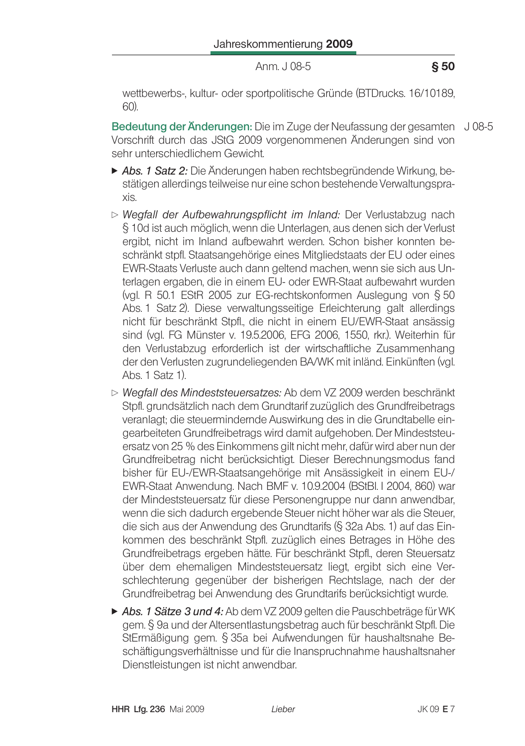wettbewerbs-, kultur- oder sportpolitische Gründe (BTDrucks. 16/10189, 60).

**Bedeutung der Änderungen:** Die im Zuge der Neufassung der gesamten Vorschrift durch das JStG 2009 vorgenommenen Änderungen sind von sehr unterschiedlichem Gewicht. J 08-5

- *Abs. 1 Satz 2:* Die Änderungen haben rechtsbegründende Wirkung, bestätigen allerdings teilweise nur eine schon bestehende Verwaltungspraxis.
  - *Wegfall der Aufbewahrungspflicht im Inland:* Der Verlustabzug nach § 10d ist auch möglich, wenn die Unterlagen, aus denen sich der Verlust ergibt, nicht im Inland aufbewahrt werden. Schon bisher konnten beschränkt stpfl. Staatsangehörige eines Mitgliedstaats der EU oder eines EWR-Staats Verluste auch dann geltend machen, wenn sie sich aus Unterlagen ergaben, die in einem EU- oder EWR-Staat aufbewahrt wurden (vgl. R 50.1 EStR 2005 zur EG-rechtskonformen Auslegung von § 50 Abs. 1 Satz 2). Diese verwaltungsseitige Erleichterung galt allerdings nicht für beschränkt Stpfl., die nicht in einem EU/EWR-Staat ansässig sind (vgl. FG Münster v. 19.5.2006, EFG 2006, 1550, rkr.). Weiterhin für den Verlustabzug erforderlich ist der wirtschaftliche Zusammenhang der den Verlusten zugrundeliegenden BA/WK mit inländ. Einkünften (vgl. Abs. 1 Satz 1).
  - *Wegfall des Mindeststeuersatzes:* Ab dem VZ 2009 werden beschränkt Stpfl. grundsätzlich nach dem Grundtarif zuzüglich des Grundfreibetrags veranlagt; die steuermindernde Auswirkung des in die Grundtabelle eingearbeiteten Grundfreibetrags wird damit aufgehoben. Der Mindeststeuersatz von 25 % des Einkommens gilt nicht mehr, dafür wird aber nun der Grundfreibetrag nicht berücksichtigt. Dieser Berechnungsmodus fand bisher für EU-/EWR-Staatsangehörige mit Ansässigkeit in einem EU-/EWR-Staat Anwendung. Nach BMF v. 10.9.2004 (BStBl. I 2004, 860) war der Mindeststeuersatz für diese Personengruppe nur dann anwendbar, wenn die sich dadurch ergebende Steuer nicht höher war als die Steuer, die sich aus der Anwendung des Grundtarifs (§ 32a Abs. 1) auf das Einkommen des beschränkt Stpfl. zuzüglich eines Betrages in Höhe des Grundfreibetrags ergeben hätte. Für beschränkt Stpfl., deren Steuersatz über dem ehemaligen Mindeststeuersatz liegt, ergibt sich eine Verschlechterung gegenüber der bisherigen Rechtslage, nach der der Grundfreibetrag bei Anwendung des Grundtarifs berücksichtigt wurde.
- *Abs. 1 Sätze 3 und 4:* Ab dem VZ 2009 gelten die Pauschbeträge für WK gem. § 9a und der Altersentlastungsbetrag auch für beschränkt Stpfl. Die StErmäßigung gem. § 35a bei Aufwendungen für haushaltsnahe Beschäftigungsverhältnisse und für die Inanspruchnahme haushaltsnaher Dienstleistungen ist nicht anwendbar.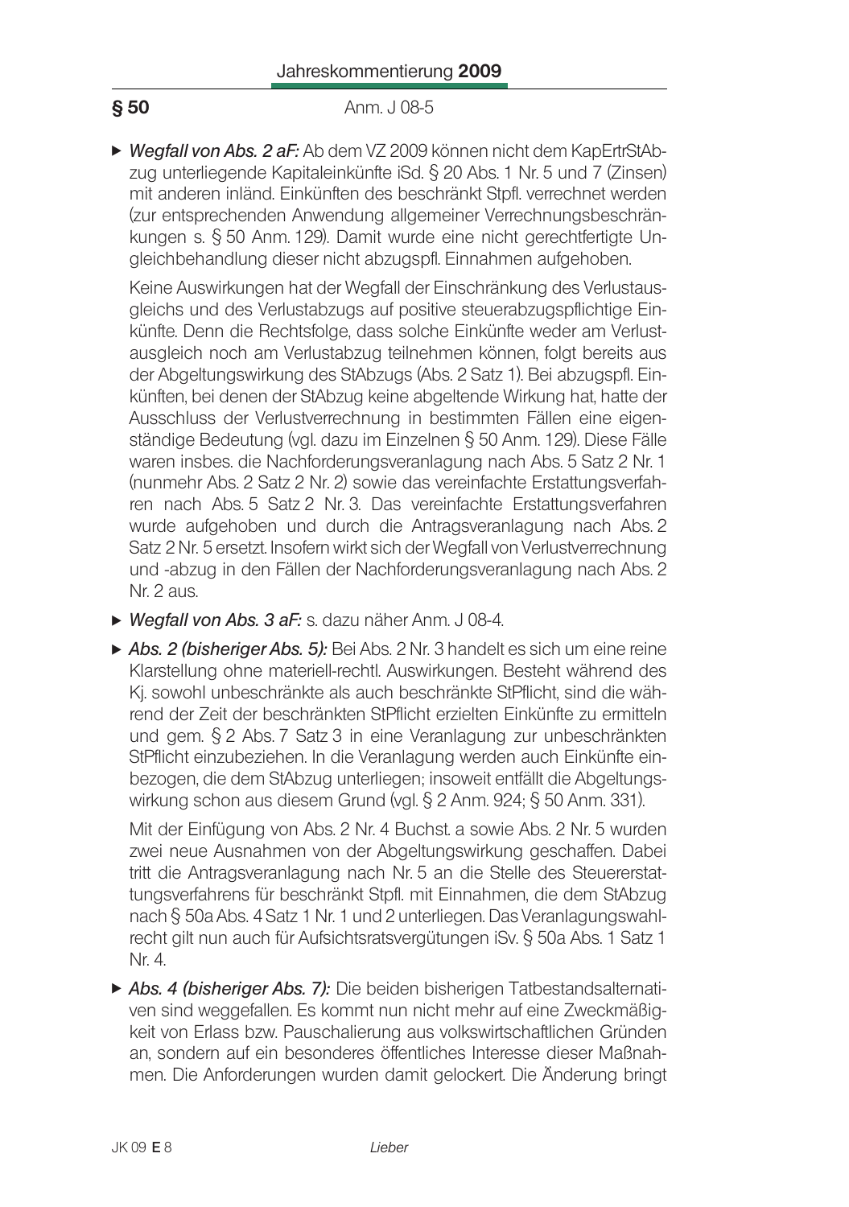**§ 50** Anm. J 08-5

- ***Wegfall von Abs. 2 aF:*** Ab dem VZ 2009 können nicht dem KapErtrStAbzug unterliegende Kapitaleinkünfte iSd. § 20 Abs. 1 Nr. 5 und 7 (Zinsen) mit anderen inländ. Einkünften des beschränkt Stpfl. verrechnet werden (zur entsprechenden Anwendung allgemeiner Verrechnungsbeschränkungen s. § 50 Anm. 129). Damit wurde eine nicht gerechtfertigte Ungleichbehandlung dieser nicht abzugspfl. Einnahmen aufgehoben.

  Keine Auswirkungen hat der Wegfall der Einschränkung des Verlustausgleichs und des Verlustabzugs auf positive steuerabzugspflichtige Einkünfte. Denn die Rechtsfolge, dass solche Einkünfte weder am Verlustausgleich noch am Verlustabzug teilnehmen können, folgt bereits aus der Abgeltungswirkung des StAbzugs (Abs. 2 Satz 1). Bei abzugspfl. Einkünften, bei denen der StAbzug keine abgeltende Wirkung hat, hatte der Ausschluss der Verlustverrechnung in bestimmten Fällen eine eigenständige Bedeutung (vgl. dazu im Einzelnen § 50 Anm. 129). Diese Fälle waren insbes. die Nachforderungsveranlagung nach Abs. 5 Satz 2 Nr. 1 (nunmehr Abs. 2 Satz 2 Nr. 2) sowie das vereinfachte Erstattungsverfahren nach Abs. 5 Satz 2 Nr. 3. Das vereinfachte Erstattungsverfahren wurde aufgehoben und durch die Antragsveranlagung nach Abs. 2 Satz 2 Nr. 5 ersetzt. Insofern wirkt sich der Wegfall von Verlustverrechnung und -abzug in den Fällen der Nachforderungsveranlagung nach Abs. 2 Nr. 2 aus.

- ***Wegfall von Abs. 3 aF:*** s. dazu näher Anm. J 08-4.

- ***Abs. 2 (bisheriger Abs. 5):*** Bei Abs. 2 Nr. 3 handelt es sich um eine reine Klarstellung ohne materiell-rechtl. Auswirkungen. Besteht während des Kj. sowohl unbeschränkte als auch beschränkte StPflicht, sind die während der Zeit der beschränkten StPflicht erzielten Einkünfte zu ermitteln und gem. § 2 Abs. 7 Satz 3 in eine Veranlagung zur unbeschränkten StPflicht einzubeziehen. In die Veranlagung werden auch Einkünfte einbezogen, die dem StAbzug unterliegen; insoweit entfällt die Abgeltungswirkung schon aus diesem Grund (vgl. § 2 Anm. 924; § 50 Anm. 331).

  Mit der Einfügung von Abs. 2 Nr. 4 Buchst. a sowie Abs. 2 Nr. 5 wurden zwei neue Ausnahmen von der Abgeltungswirkung geschaffen. Dabei tritt die Antragsveranlagung nach Nr. 5 an die Stelle des Steuererstattungsverfahrens für beschränkt Stpfl. mit Einnahmen, die dem StAbzug nach § 50a Abs. 4 Satz 1 Nr. 1 und 2 unterliegen. Das Veranlagungswahlrecht gilt nun auch für Aufsichtsratsvergütungen iSv. § 50a Abs. 1 Satz 1 Nr. 4.

- ***Abs. 4 (bisheriger Abs. 7):*** Die beiden bisherigen Tatbestandsalternativen sind weggefallen. Es kommt nun nicht mehr auf eine Zweckmäßigkeit von Erlass bzw. Pauschalierung aus volkswirtschaftlichen Gründen an, sondern auf ein besonderes öffentliches Interesse dieser Maßnahmen. Die Anforderungen wurden damit gelockert. Die Änderung bringt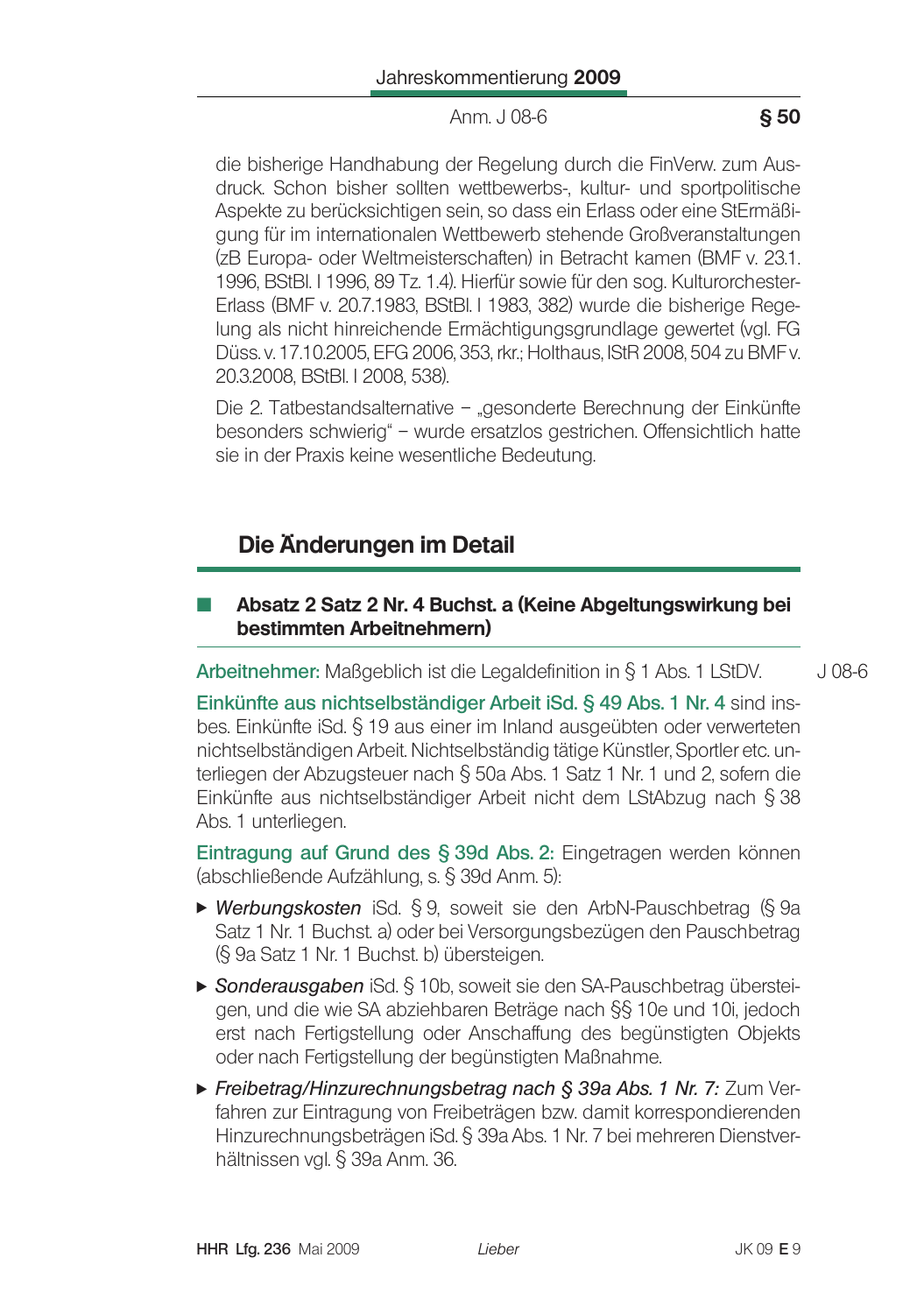die bisherige Handhabung der Regelung durch die FinVerw. zum Ausdruck. Schon bisher sollten wettbewerbs-, kultur- und sportpolitische Aspekte zu berücksichtigen sein, so dass ein Erlass oder eine StErmäßigung für im internationalen Wettbewerb stehende Großveranstaltungen (zB Europa- oder Weltmeisterschaften) in Betracht kamen (BMF v. 23.1. 1996, BStBl. I 1996, 89 Tz. 1.4). Hierfür sowie für den sog. Kulturorchester-Erlass (BMF v. 20.7.1983, BStBl. I 1983, 382) wurde die bisherige Regelung als nicht hinreichende Ermächtigungsgrundlage gewertet (vgl. FG Düss. v. 17.10.2005, EFG 2006, 353, rkr.; Holthaus, IStR 2008, 504 zu BMF v. 20.3.2008, BStBl. I 2008, 538).

Die 2. Tatbestandsalternative – „gesonderte Berechnung der Einkünfte besonders schwierig" – wurde ersatzlos gestrichen. Offensichtlich hatte sie in der Praxis keine wesentliche Bedeutung.

## Die Änderungen im Detail

### Absatz 2 Satz 2 Nr. 4 Buchst. a (Keine Abgeltungswirkung bei bestimmten Arbeitnehmern)

J 08-6

**Arbeitnehmer:** Maßgeblich ist die Legaldefinition in § 1 Abs. 1 LStDV.

**Einkünfte aus nichtselbständiger Arbeit iSd. § 49 Abs. 1 Nr. 4** sind insbes. Einkünfte iSd. § 19 aus einer im Inland ausgeübten oder verwerteten nichtselbständigen Arbeit. Nichtselbständig tätige Künstler, Sportler etc. unterliegen der Abzugsteuer nach § 50a Abs. 1 Satz 1 Nr. 1 und 2, sofern die Einkünfte aus nichtselbständiger Arbeit nicht dem LStAbzug nach § 38 Abs. 1 unterliegen.

**Eintragung auf Grund des § 39d Abs. 2:** Eingetragen werden können (abschließende Aufzählung, s. § 39d Anm. 5):

- *Werbungskosten* iSd. § 9, soweit sie den ArbN-Pauschbetrag (§ 9a Satz 1 Nr. 1 Buchst. a) oder bei Versorgungsbezügen den Pauschbetrag (§ 9a Satz 1 Nr. 1 Buchst. b) übersteigen.
- *Sonderausgaben* iSd. § 10b, soweit sie den SA-Pauschbetrag übersteigen, und die wie SA abziehbaren Beträge nach §§ 10e und 10i, jedoch erst nach Fertigstellung oder Anschaffung des begünstigten Objekts oder nach Fertigstellung der begünstigten Maßnahme.
- *Freibetrag/Hinzurechnungsbetrag nach § 39a Abs. 1 Nr. 7:* Zum Verfahren zur Eintragung von Freibeträgen bzw. damit korrespondierenden Hinzurechnungsbeträgen iSd. § 39a Abs. 1 Nr. 7 bei mehreren Dienstverhältnissen vgl. § 39a Anm. 36.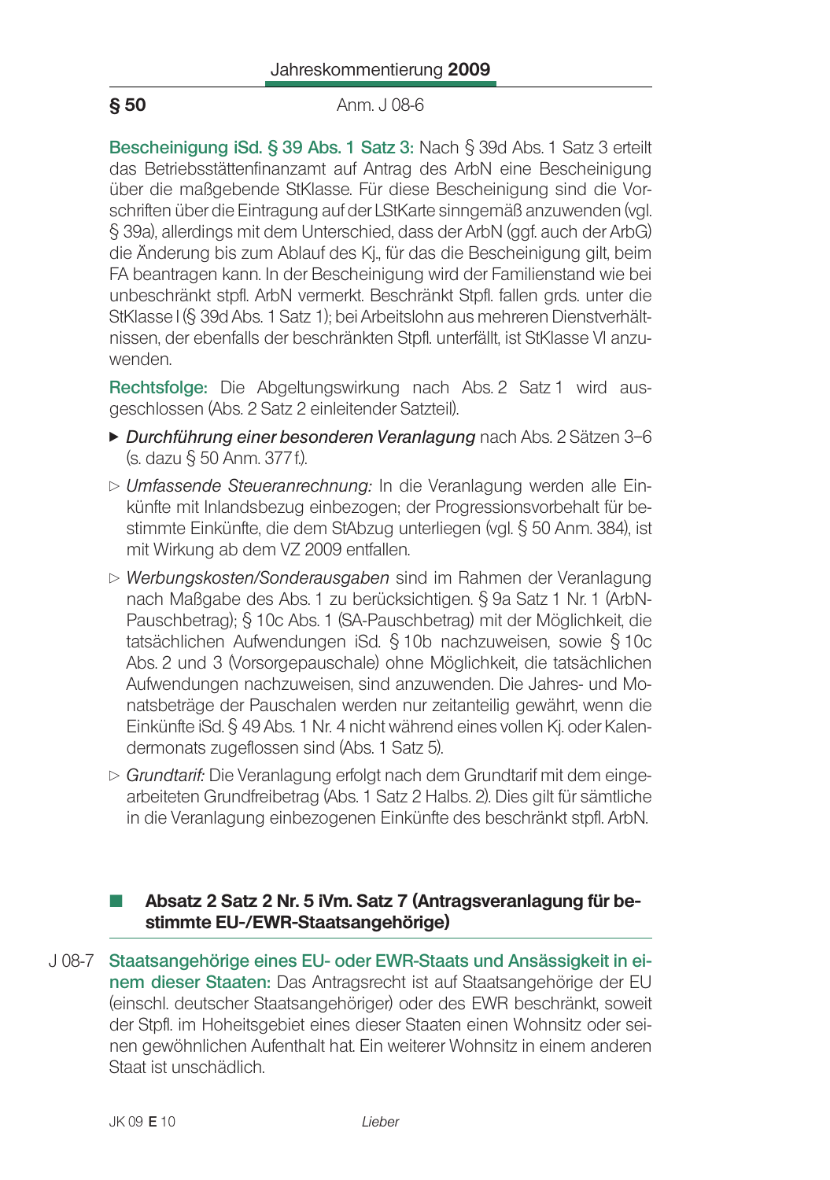**Bescheinigung iSd. § 39 Abs. 1 Satz 3:** Nach § 39d Abs. 1 Satz 3 erteilt das Betriebsstättenfinanzamt auf Antrag des ArbN eine Bescheinigung über die maßgebende StKlasse. Für diese Bescheinigung sind die Vorschriften über die Eintragung auf der LStKarte sinngemäß anzuwenden (vgl. § 39a), allerdings mit dem Unterschied, dass der ArbN (ggf. auch der ArbG) die Änderung bis zum Ablauf des Kj., für das die Bescheinigung gilt, beim FA beantragen kann. In der Bescheinigung wird der Familienstand wie bei unbeschränkt stpfl. ArbN vermerkt. Beschränkt Stpfl. fallen grds. unter die StKlasse I (§ 39d Abs. 1 Satz 1); bei Arbeitslohn aus mehreren Dienstverhältnissen, der ebenfalls der beschränkten Stpfl. unterfällt, ist StKlasse VI anzuwenden.

**Rechtsfolge:** Die Abgeltungswirkung nach Abs. 2 Satz 1 wird ausgeschlossen (Abs. 2 Satz 2 einleitender Satzteil).

- ▶ *Durchführung einer besonderen Veranlagung* nach Abs. 2 Sätzen 3–6 (s. dazu § 50 Anm. 377 f.).
- ▷ *Umfassende Steueranrechnung:* In die Veranlagung werden alle Einkünfte mit Inlandsbezug einbezogen; der Progressionsvorbehalt für bestimmte Einkünfte, die dem StAbzug unterliegen (vgl. § 50 Anm. 384), ist mit Wirkung ab dem VZ 2009 entfallen.
- ▷ *Werbungskosten/Sonderausgaben* sind im Rahmen der Veranlagung nach Maßgabe des Abs. 1 zu berücksichtigen. § 9a Satz 1 Nr. 1 (ArbN-Pauschbetrag); § 10c Abs. 1 (SA-Pauschbetrag) mit der Möglichkeit, die tatsächlichen Aufwendungen iSd. § 10b nachzuweisen, sowie § 10c Abs. 2 und 3 (Vorsorgepauschale) ohne Möglichkeit, die tatsächlichen Aufwendungen nachzuweisen, sind anzuwenden. Die Jahres- und Monatsbeträge der Pauschalen werden nur zeitanteilig gewährt, wenn die Einkünfte iSd. § 49 Abs. 1 Nr. 4 nicht während eines vollen Kj. oder Kalendermonats zugeflossen sind (Abs. 1 Satz 5).
- ▷ *Grundtarif:* Die Veranlagung erfolgt nach dem Grundtarif mit dem eingearbeiteten Grundfreibetrag (Abs. 1 Satz 2 Halbs. 2). Dies gilt für sämtliche in die Veranlagung einbezogenen Einkünfte des beschränkt stpfl. ArbN.

## Absatz 2 Satz 2 Nr. 5 iVm. Satz 7 (Antragsveranlagung für bestimmte EU-/EWR-Staatsangehörige)

J 08-7 **Staatsangehörige eines EU- oder EWR-Staats und Ansässigkeit in einem dieser Staaten:** Das Antragsrecht ist auf Staatsangehörige der EU (einschl. deutscher Staatsangehöriger) oder des EWR beschränkt, soweit der Stpfl. im Hoheitsgebiet eines dieser Staaten einen Wohnsitz oder seinen gewöhnlichen Aufenthalt hat. Ein weiterer Wohnsitz in einem anderen Staat ist unschädlich.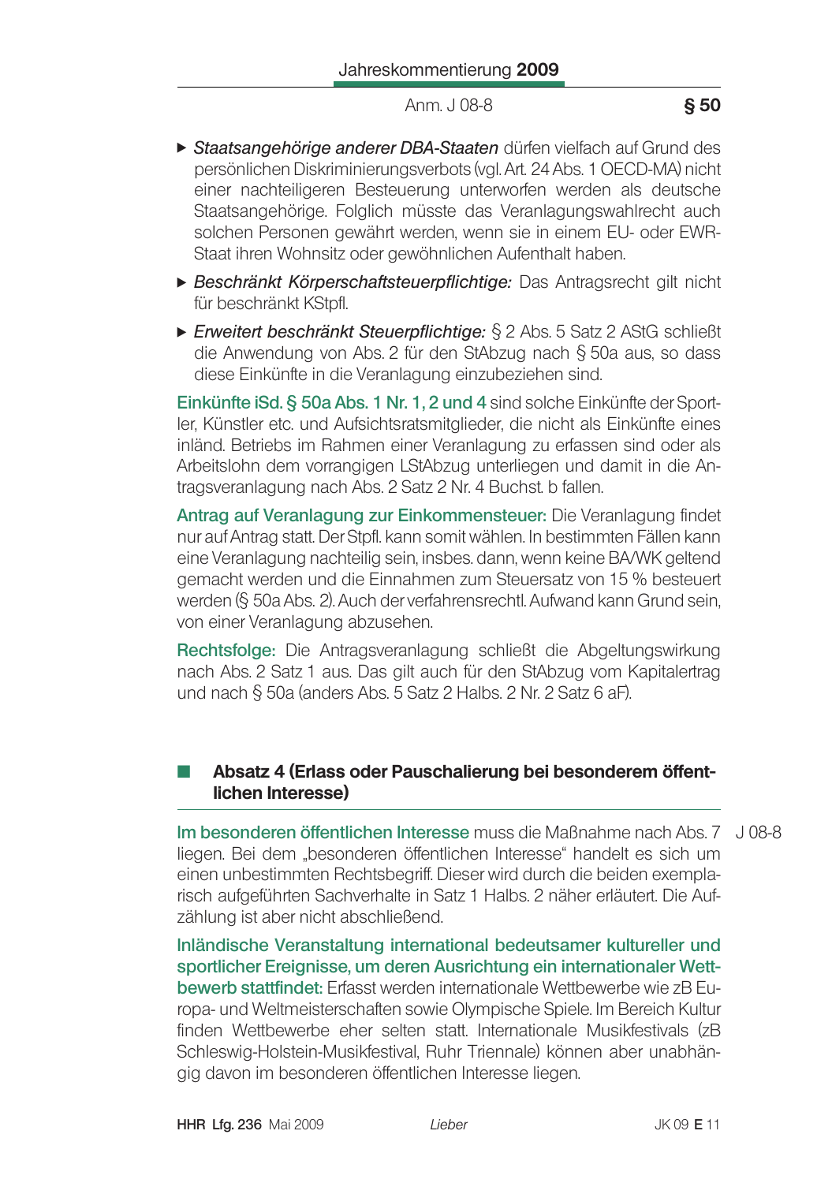- *Staatsangehörige anderer DBA-Staaten* dürfen vielfach auf Grund des persönlichen Diskriminierungsverbots (vgl. Art. 24 Abs. 1 OECD-MA) nicht einer nachteiligeren Besteuerung unterworfen werden als deutsche Staatsangehörige. Folglich müsste das Veranlagungswahlrecht auch solchen Personen gewährt werden, wenn sie in einem EU- oder EWR-Staat ihren Wohnsitz oder gewöhnlichen Aufenthalt haben.
- *Beschränkt Körperschaftsteuerpflichtige:* Das Antragsrecht gilt nicht für beschränkt KStpfl.
- *Erweitert beschränkt Steuerpflichtige:* § 2 Abs. 5 Satz 2 AStG schließt die Anwendung von Abs. 2 für den StAbzug nach § 50a aus, so dass diese Einkünfte in die Veranlagung einzubeziehen sind.

**Einkünfte iSd. § 50a Abs. 1 Nr. 1, 2 und 4** sind solche Einkünfte der Sportler, Künstler etc. und Aufsichtsratsmitglieder, die nicht als Einkünfte eines inländ. Betriebs im Rahmen einer Veranlagung zu erfassen sind oder als Arbeitslohn dem vorrangigen LStAbzug unterliegen und damit in die Antragsveranlagung nach Abs. 2 Satz 2 Nr. 4 Buchst. b fallen.

**Antrag auf Veranlagung zur Einkommensteuer:** Die Veranlagung findet nur auf Antrag statt. Der Stpfl. kann somit wählen. In bestimmten Fällen kann eine Veranlagung nachteilig sein, insbes. dann, wenn keine BA/WK geltend gemacht werden und die Einnahmen zum Steuersatz von 15 % besteuert werden (§ 50a Abs. 2). Auch der verfahrensrechtl. Aufwand kann Grund sein, von einer Veranlagung abzusehen.

**Rechtsfolge:** Die Antragsveranlagung schließt die Abgeltungswirkung nach Abs. 2 Satz 1 aus. Das gilt auch für den StAbzug vom Kapitalertrag und nach § 50a (anders Abs. 5 Satz 2 Halbs. 2 Nr. 2 Satz 6 aF).

## Absatz 4 (Erlass oder Pauschalierung bei besonderem öffentlichen Interesse)

J 08-8

**Im besonderen öffentlichen Interesse** muss die Maßnahme nach Abs. 7 liegen. Bei dem „besonderen öffentlichen Interesse" handelt es sich um einen unbestimmten Rechtsbegriff. Dieser wird durch die beiden exemplarisch aufgeführten Sachverhalte in Satz 1 Halbs. 2 näher erläutert. Die Aufzählung ist aber nicht abschließend.

**Inländische Veranstaltung international bedeutsamer kultureller und sportlicher Ereignisse, um deren Ausrichtung ein internationaler Wettbewerb stattfindet:** Erfasst werden internationale Wettbewerbe wie zB Europa- und Weltmeisterschaften sowie Olympische Spiele. Im Bereich Kultur finden Wettbewerbe eher selten statt. Internationale Musikfestivals (zB Schleswig-Holstein-Musikfestival, Ruhr Triennale) können aber unabhängig davon im besonderen öffentlichen Interesse liegen.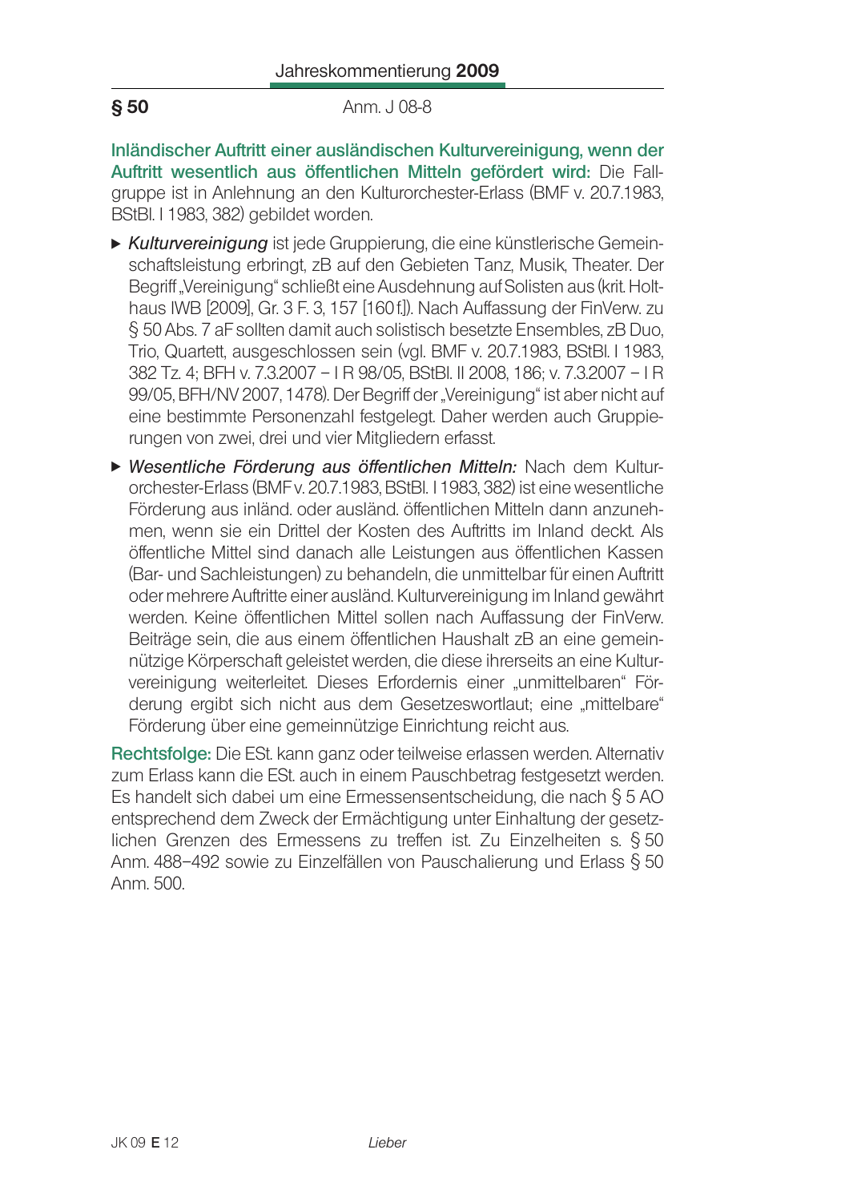**Inländischer Auftritt einer ausländischen Kulturvereinigung, wenn der Auftritt wesentlich aus öffentlichen Mitteln gefördert wird:** Die Fallgruppe ist in Anlehnung an den Kulturorchester-Erlass (BMF v. 20.7.1983, BStBl. I 1983, 382) gebildet worden.

- *Kulturvereinigung* ist jede Gruppierung, die eine künstlerische Gemeinschaftsleistung erbringt, zB auf den Gebieten Tanz, Musik, Theater. Der Begriff „Vereinigung" schließt eine Ausdehnung auf Solisten aus (krit. Holthaus IWB [2009], Gr. 3 F. 3, 157 [160 f.]). Nach Auffassung der FinVerw. zu § 50 Abs. 7 aF sollten damit auch solistisch besetzte Ensembles, zB Duo, Trio, Quartett, ausgeschlossen sein (vgl. BMF v. 20.7.1983, BStBl. I 1983, 382 Tz. 4; BFH v. 7.3.2007 – I R 98/05, BStBl. II 2008, 186; v. 7.3.2007 – I R 99/05, BFH/NV 2007, 1478). Der Begriff der „Vereinigung" ist aber nicht auf eine bestimmte Personenzahl festgelegt. Daher werden auch Gruppierungen von zwei, drei und vier Mitgliedern erfasst.
- *Wesentliche Förderung aus öffentlichen Mitteln:* Nach dem Kulturorchester-Erlass (BMF v. 20.7.1983, BStBl. I 1983, 382) ist eine wesentliche Förderung aus inländ. oder ausländ. öffentlichen Mitteln dann anzunehmen, wenn sie ein Drittel der Kosten des Auftritts im Inland deckt. Als öffentliche Mittel sind danach alle Leistungen aus öffentlichen Kassen (Bar- und Sachleistungen) zu behandeln, die unmittelbar für einen Auftritt oder mehrere Auftritte einer ausländ. Kulturvereinigung im Inland gewährt werden. Keine öffentlichen Mittel sollen nach Auffassung der FinVerw. Beiträge sein, die aus einem öffentlichen Haushalt zB an eine gemeinnützige Körperschaft geleistet werden, die diese ihrerseits an eine Kulturvereinigung weiterleitet. Dieses Erfordernis einer „unmittelbaren" Förderung ergibt sich nicht aus dem Gesetzeswortlaut; eine „mittelbare" Förderung über eine gemeinnützige Einrichtung reicht aus.

**Rechtsfolge:** Die ESt. kann ganz oder teilweise erlassen werden. Alternativ zum Erlass kann die ESt. auch in einem Pauschbetrag festgesetzt werden. Es handelt sich dabei um eine Ermessensentscheidung, die nach § 5 AO entsprechend dem Zweck der Ermächtigung unter Einhaltung der gesetzlichen Grenzen des Ermessens zu treffen ist. Zu Einzelheiten s. § 50 Anm. 488–492 sowie zu Einzelfällen von Pauschalierung und Erlass § 50 Anm. 500.